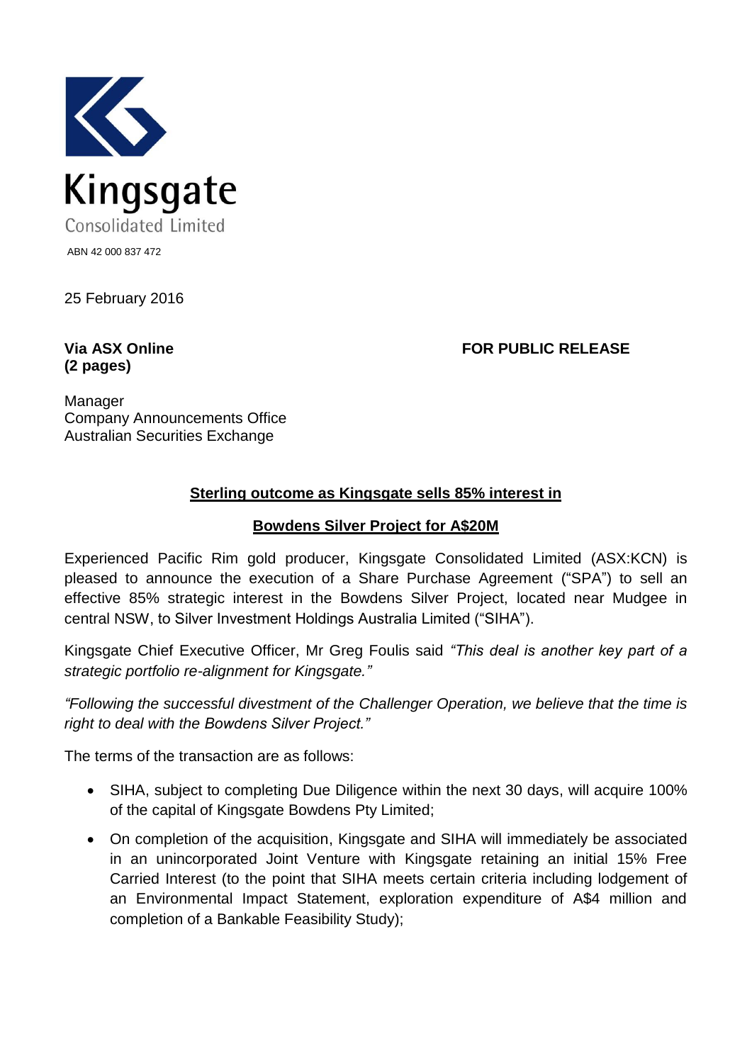Kingsgate

Consolidated Limited

ABN 42 000 837 472

25 February 2016

**Via ASX Online**
**(2 pages)**

**FOR PUBLIC RELEASE**

Manager
Company Announcements Office
Australian Securities Exchange

## Sterling outcome as Kingsgate sells 85% interest in Bowdens Silver Project for A$20M

Experienced Pacific Rim gold producer, Kingsgate Consolidated Limited (ASX:KCN) is pleased to announce the execution of a Share Purchase Agreement ("SPA") to sell an effective 85% strategic interest in the Bowdens Silver Project, located near Mudgee in central NSW, to Silver Investment Holdings Australia Limited ("SIHA").

Kingsgate Chief Executive Officer, Mr Greg Foulis said *"This deal is another key part of a strategic portfolio re-alignment for Kingsgate."*

*"Following the successful divestment of the Challenger Operation, we believe that the time is right to deal with the Bowdens Silver Project."*

The terms of the transaction are as follows:

- SIHA, subject to completing Due Diligence within the next 30 days, will acquire 100% of the capital of Kingsgate Bowdens Pty Limited;
- On completion of the acquisition, Kingsgate and SIHA will immediately be associated in an unincorporated Joint Venture with Kingsgate retaining an initial 15% Free Carried Interest (to the point that SIHA meets certain criteria including lodgement of an Environmental Impact Statement, exploration expenditure of A$4 million and completion of a Bankable Feasibility Study);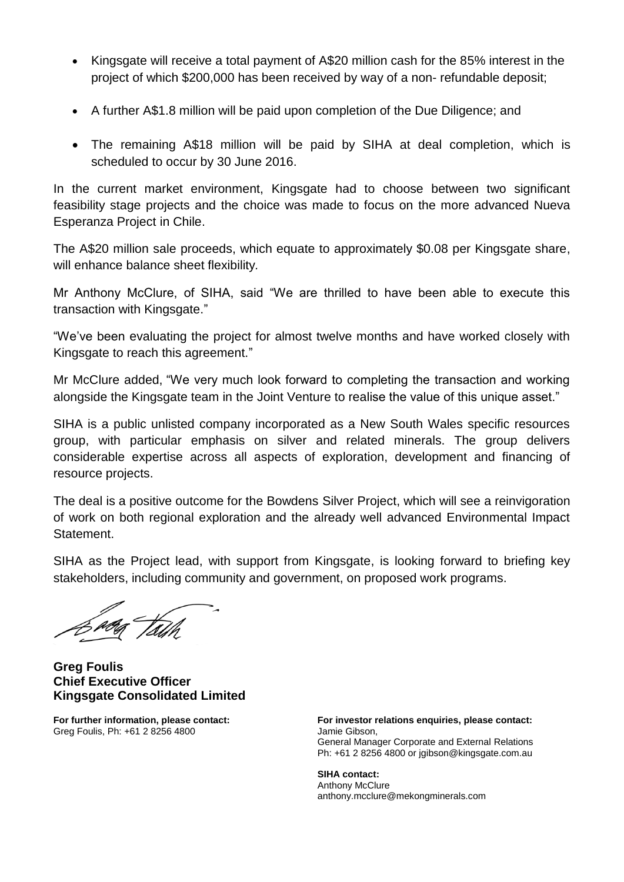- Kingsgate will receive a total payment of A$20 million cash for the 85% interest in the project of which $200,000 has been received by way of a non- refundable deposit;
- A further A$1.8 million will be paid upon completion of the Due Diligence; and
- The remaining A$18 million will be paid by SIHA at deal completion, which is scheduled to occur by 30 June 2016.

In the current market environment, Kingsgate had to choose between two significant feasibility stage projects and the choice was made to focus on the more advanced Nueva Esperanza Project in Chile.

The A$20 million sale proceeds, which equate to approximately $0.08 per Kingsgate share, will enhance balance sheet flexibility.

Mr Anthony McClure, of SIHA, said "We are thrilled to have been able to execute this transaction with Kingsgate."

"We've been evaluating the project for almost twelve months and have worked closely with Kingsgate to reach this agreement."

Mr McClure added, "We very much look forward to completing the transaction and working alongside the Kingsgate team in the Joint Venture to realise the value of this unique asset."

SIHA is a public unlisted company incorporated as a New South Wales specific resources group, with particular emphasis on silver and related minerals. The group delivers considerable expertise across all aspects of exploration, development and financing of resource projects.

The deal is a positive outcome for the Bowdens Silver Project, which will see a reinvigoration of work on both regional exploration and the already well advanced Environmental Impact Statement.

SIHA as the Project lead, with support from Kingsgate, is looking forward to briefing key stakeholders, including community and government, on proposed work programs.

**Greg Foulis**
**Chief Executive Officer**
**Kingsgate Consolidated Limited**

**For further information, please contact:**
Greg Foulis, Ph: +61 2 8256 4800

**For investor relations enquiries, please contact:**
Jamie Gibson,
General Manager Corporate and External Relations
Ph: +61 2 8256 4800 or jgibson@kingsgate.com.au

**SIHA contact:**
Anthony McClure
anthony.mcclure@mekongminerals.com